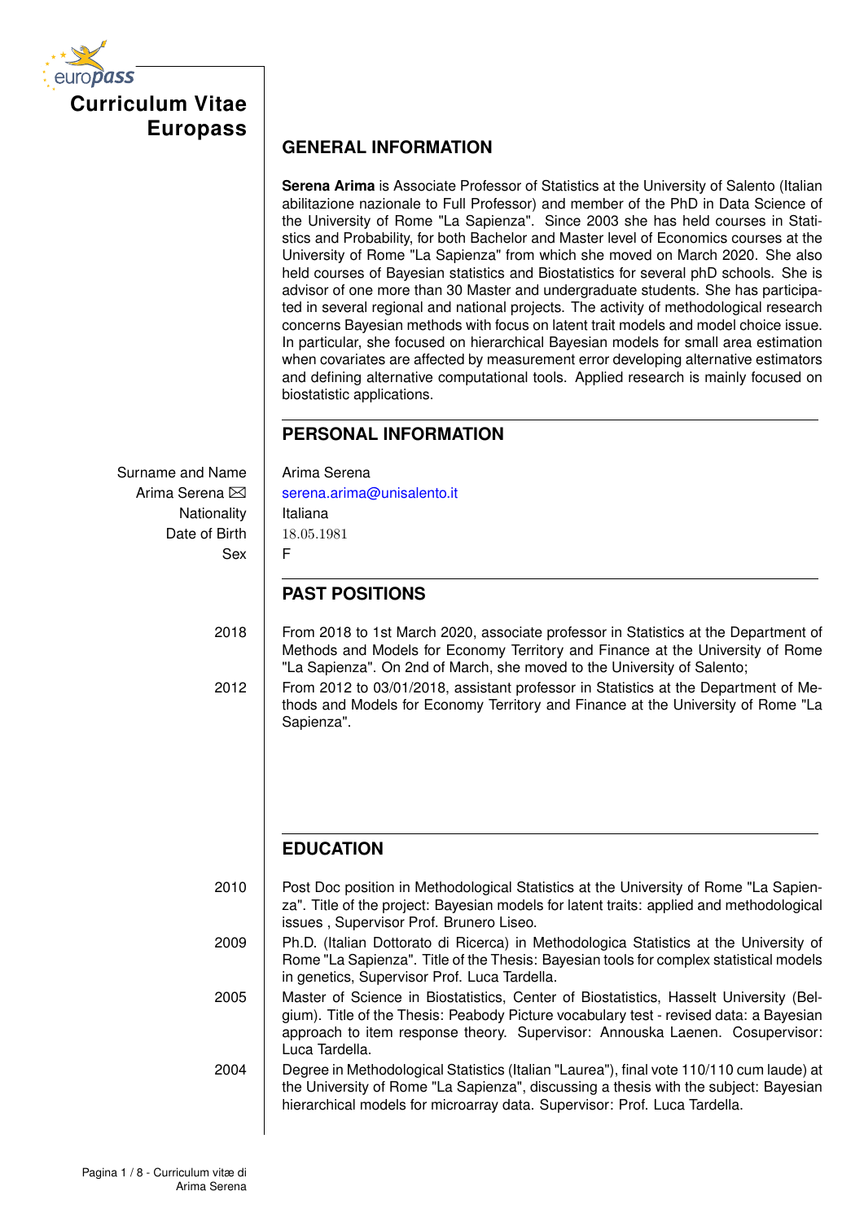# Curriculum Vitae Europass

## GENERAL INFORMATION

**Serena Arima** is Associate Professor of Statistics at the University of Salento (Italian abilitazione nazionale to Full Professor) and member of the PhD in Data Science of the University of Rome "La Sapienza". Since 2003 she has held courses in Statistics and Probability, for both Bachelor and Master level of Economics courses at the University of Rome "La Sapienza" from which she moved on March 2020. She also held courses of Bayesian statistics and Biostatistics for several phD schools. She is advisor of one more than 30 Master and undergraduate students. She has participated in several regional and national projects. The activity of methodological research concerns Bayesian methods with focus on latent trait models and model choice issue. In particular, she focused on hierarchical Bayesian models for small area estimation when covariates are affected by measurement error developing alternative estimators and defining alternative computational tools. Applied research is mainly focused on biostatistic applications.

## PERSONAL INFORMATION

| | |
|---|---|
| Surname and Name | Arima Serena |
| Arima Serena ✉ | serena.arima@unisalento.it |
| Nationality | Italiana |
| Date of Birth | 18.05.1981 |
| Sex | F |

## PAST POSITIONS

**2018** From 2018 to 1st March 2020, associate professor in Statistics at the Department of Methods and Models for Economy Territory and Finance at the University of Rome "La Sapienza". On 2nd of March, she moved to the University of Salento;

**2012** From 2012 to 03/01/2018, assistant professor in Statistics at the Department of Methods and Models for Economy Territory and Finance at the University of Rome "La Sapienza".

## EDUCATION

**2010** Post Doc position in Methodological Statistics at the University of Rome "La Sapienza". Title of the project: Bayesian models for latent traits: applied and methodological issues , Supervisor Prof. Brunero Liseo.

**2009** Ph.D. (Italian Dottorato di Ricerca) in Methodologica Statistics at the University of Rome "La Sapienza". Title of the Thesis: Bayesian tools for complex statistical models in genetics, Supervisor Prof. Luca Tardella.

**2005** Master of Science in Biostatistics, Center of Biostatistics, Hasselt University (Belgium). Title of the Thesis: Peabody Picture vocabulary test - revised data: a Bayesian approach to item response theory. Supervisor: Annouska Laenen. Cosupervisor: Luca Tardella.

**2004** Degree in Methodological Statistics (Italian "Laurea"), final vote 110/110 cum laude) at the University of Rome "La Sapienza", discussing a thesis with the subject: Bayesian hierarchical models for microarray data. Supervisor: Prof. Luca Tardella.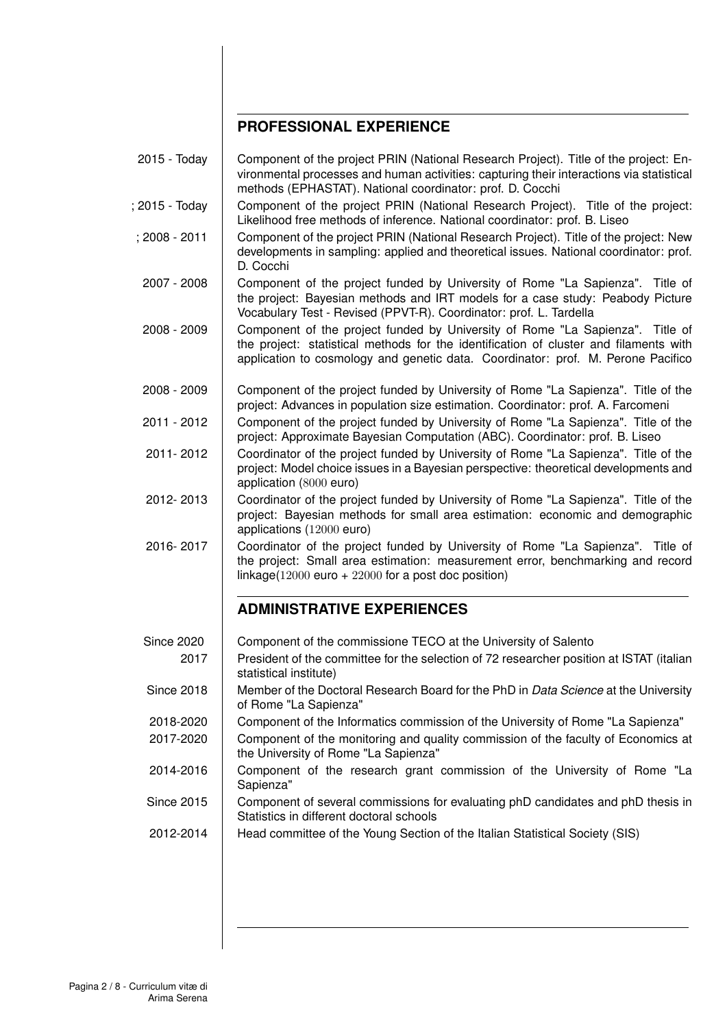## PROFESSIONAL EXPERIENCE

2015 - Today
: Component of the project PRIN (National Research Project). Title of the project: Environmental processes and human activities: capturing their interactions via statistical methods (EPHASTAT). National coordinator: prof. D. Cocchi

; 2015 - Today
: Component of the project PRIN (National Research Project). Title of the project: Likelihood free methods of inference. National coordinator: prof. B. Liseo

; 2008 - 2011
: Component of the project PRIN (National Research Project). Title of the project: New developments in sampling: applied and theoretical issues. National coordinator: prof. D. Cocchi

2007 - 2008
: Component of the project funded by University of Rome "La Sapienza". Title of the project: Bayesian methods and IRT models for a case study: Peabody Picture Vocabulary Test - Revised (PPVT-R). Coordinator: prof. L. Tardella

2008 - 2009
: Component of the project funded by University of Rome "La Sapienza". Title of the project: statistical methods for the identification of cluster and filaments with application to cosmology and genetic data. Coordinator: prof. M. Perone Pacifico

2008 - 2009
: Component of the project funded by University of Rome "La Sapienza". Title of the project: Advances in population size estimation. Coordinator: prof. A. Farcomeni

2011 - 2012
: Component of the project funded by University of Rome "La Sapienza". Title of the project: Approximate Bayesian Computation (ABC). Coordinator: prof. B. Liseo

2011- 2012
: Coordinator of the project funded by University of Rome "La Sapienza". Title of the project: Model choice issues in a Bayesian perspective: theoretical developments and application (8000 euro)

2012- 2013
: Coordinator of the project funded by University of Rome "La Sapienza". Title of the project: Bayesian methods for small area estimation: economic and demographic applications (12000 euro)

2016- 2017
: Coordinator of the project funded by University of Rome "La Sapienza". Title of the project: Small area estimation: measurement error, benchmarking and record linkage(12000 euro + 22000 for a post doc position)

## ADMINISTRATIVE EXPERIENCES

Since 2020
: Component of the commissione TECO at the University of Salento

2017
: President of the committee for the selection of 72 researcher position at ISTAT (italian statistical institute)

Since 2018
: Member of the Doctoral Research Board for the PhD in *Data Science* at the University of Rome "La Sapienza"

2018-2020
: Component of the Informatics commission of the University of Rome "La Sapienza"

2017-2020
: Component of the monitoring and quality commission of the faculty of Economics at the University of Rome "La Sapienza"

2014-2016
: Component of the research grant commission of the University of Rome "La Sapienza"

Since 2015
: Component of several commissions for evaluating phD candidates and phD thesis in Statistics in different doctoral schools

2012-2014
: Head committee of the Young Section of the Italian Statistical Society (SIS)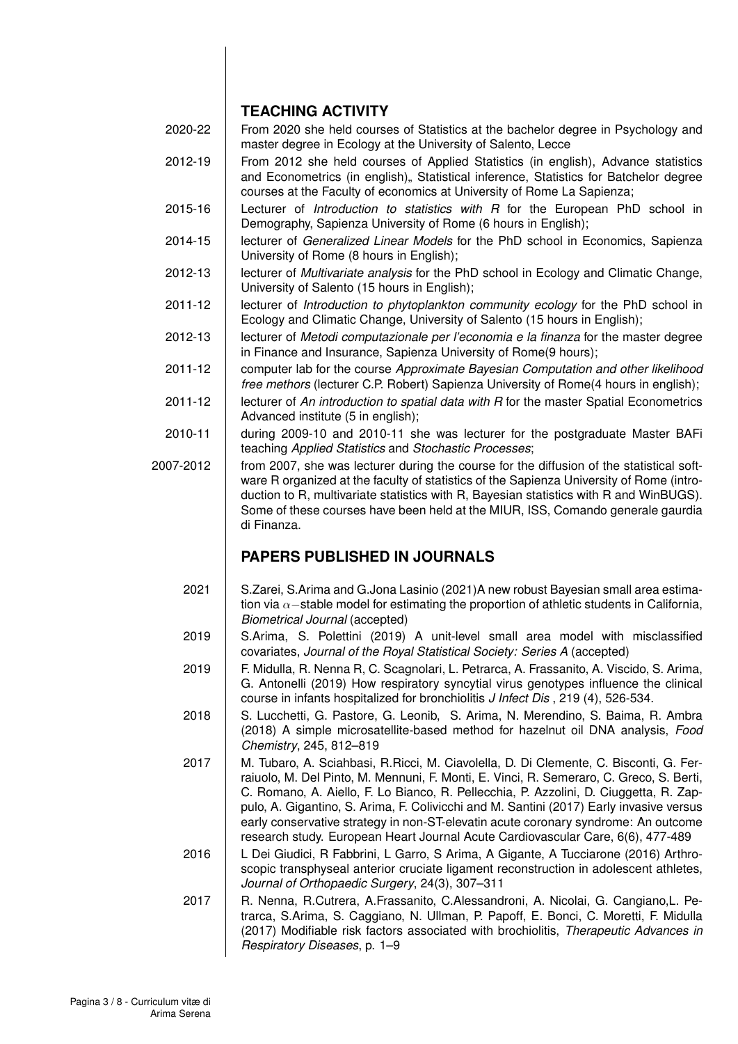## TEACHING ACTIVITY

- **2020-22** From 2020 she held courses of Statistics at the bachelor degree in Psychology and master degree in Ecology at the University of Salento, Lecce
- **2012-19** From 2012 she held courses of Applied Statistics (in english), Advance statistics and Econometrics (in english),, Statistical inference, Statistics for Batchelor degree courses at the Faculty of economics at University of Rome La Sapienza;
- **2015-16** Lecturer of *Introduction to statistics with R* for the European PhD school in Demography, Sapienza University of Rome (6 hours in English);
- **2014-15** lecturer of *Generalized Linear Models* for the PhD school in Economics, Sapienza University of Rome (8 hours in English);
- **2012-13** lecturer of *Multivariate analysis* for the PhD school in Ecology and Climatic Change, University of Salento (15 hours in English);
- **2011-12** lecturer of *Introduction to phytoplankton community ecology* for the PhD school in Ecology and Climatic Change, University of Salento (15 hours in English);
- **2012-13** lecturer of *Metodi computazionale per l'economia e la finanza* for the master degree in Finance and Insurance, Sapienza University of Rome(9 hours);
- **2011-12** computer lab for the course *Approximate Bayesian Computation and other likelihood free methors* (lecturer C.P. Robert) Sapienza University of Rome(4 hours in english);
- **2011-12** lecturer of *An introduction to spatial data with R* for the master Spatial Econometrics Advanced institute (5 in english);
- **2010-11** during 2009-10 and 2010-11 she was lecturer for the postgraduate Master BAFi teaching *Applied Statistics* and *Stochastic Processes*;
- **2007-2012** from 2007, she was lecturer during the course for the diffusion of the statistical software R organized at the faculty of statistics of the Sapienza University of Rome (introduction to R, multivariate statistics with R, Bayesian statistics with R and WinBUGS). Some of these courses have been held at the MIUR, ISS, Comando generale gaurdia di Finanza.

## PAPERS PUBLISHED IN JOURNALS

- **2021** S.Zarei, S.Arima and G.Jona Lasinio (2021)A new robust Bayesian small area estimation via $\alpha-$stable model for estimating the proportion of athletic students in California, *Biometrical Journal* (accepted)
- **2019** S.Arima, S. Polettini (2019) A unit-level small area model with misclassified covariates, *Journal of the Royal Statistical Society: Series A* (accepted)
- **2019** F. Midulla, R. Nenna R, C. Scagnolari, L. Petrarca, A. Frassanito, A. Viscido, S. Arima, G. Antonelli (2019) How respiratory syncytial virus genotypes influence the clinical course in infants hospitalized for bronchiolitis *J Infect Dis* , 219 (4), 526-534.
- **2018** S. Lucchetti, G. Pastore, G. Leonib, S. Arima, N. Merendino, S. Baima, R. Ambra (2018) A simple microsatellite-based method for hazelnut oil DNA analysis, *Food Chemistry*, 245, 812–819
- **2017** M. Tubaro, A. Sciahbasi, R.Ricci, M. Ciavolella, D. Di Clemente, C. Bisconti, G. Ferraiuolo, M. Del Pinto, M. Mennuni, F. Monti, E. Vinci, R. Semeraro, C. Greco, S. Berti, C. Romano, A. Aiello, F. Lo Bianco, R. Pellecchia, P. Azzolini, D. Ciuggetta, R. Zappulo, A. Gigantino, S. Arima, F. Colivicchi and M. Santini (2017) Early invasive versus early conservative strategy in non-ST-elevatin acute coronary syndrome: An outcome research study. European Heart Journal Acute Cardiovascular Care, 6(6), 477-489
- **2016** L Dei Giudici, R Fabbrini, L Garro, S Arima, A Gigante, A Tucciarone (2016) Arthroscopic transphyseal anterior cruciate ligament reconstruction in adolescent athletes, *Journal of Orthopaedic Surgery*, 24(3), 307–311
- **2017** R. Nenna, R.Cutrera, A.Frassanito, C.Alessandroni, A. Nicolai, G. Cangiano,L. Petrarca, S.Arima, S. Caggiano, N. Ullman, P. Papoff, E. Bonci, C. Moretti, F. Midulla (2017) Modifiable risk factors associated with brochiolitis, *Therapeutic Advances in Respiratory Diseases*, p. 1–9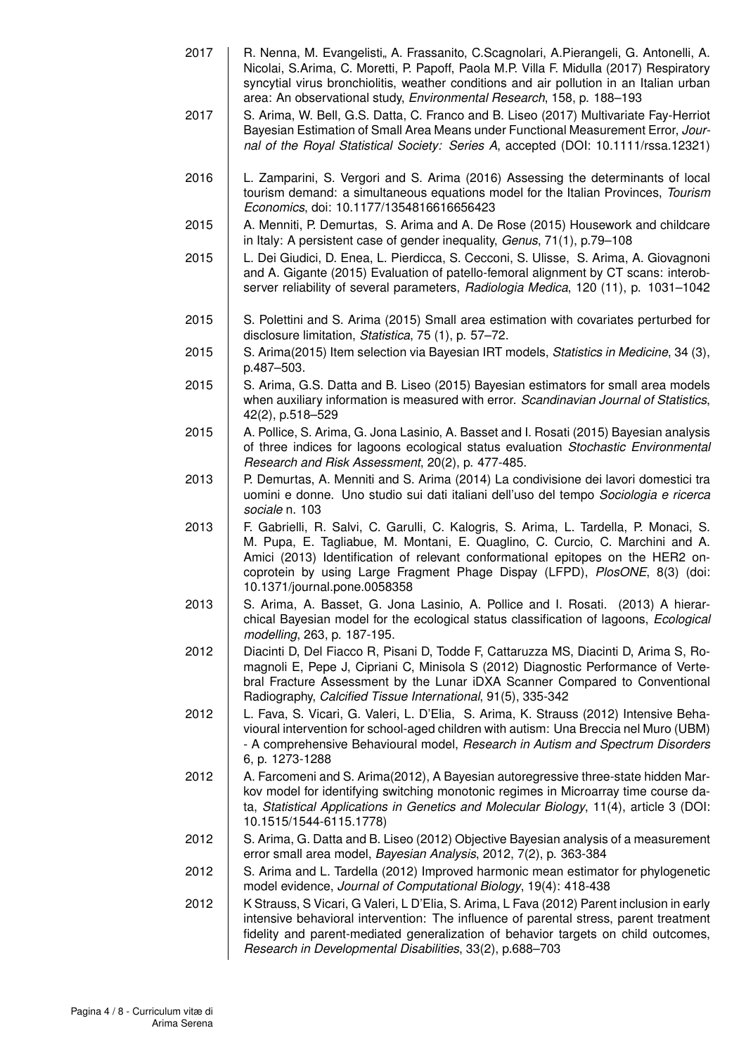2017 R. Nenna, M. Evangelisti,, A. Frassanito, C.Scagnolari, A.Pierangeli, G. Antonelli, A. Nicolai, S.Arima, C. Moretti, P. Papoff, Paola M.P. Villa F. Midulla (2017) Respiratory syncytial virus bronchiolitis, weather conditions and air pollution in an Italian urban area: An observational study, *Environmental Research*, 158, p. 188–193

2017 S. Arima, W. Bell, G.S. Datta, C. Franco and B. Liseo (2017) Multivariate Fay-Herriot Bayesian Estimation of Small Area Means under Functional Measurement Error, *Journal of the Royal Statistical Society: Series A*, accepted (DOI: 10.1111/rssa.12321)

2016 L. Zamparini, S. Vergori and S. Arima (2016) Assessing the determinants of local tourism demand: a simultaneous equations model for the Italian Provinces, *Tourism Economics*, doi: 10.1177/1354816616656423

2015 A. Menniti, P. Demurtas, S. Arima and A. De Rose (2015) Housework and childcare in Italy: A persistent case of gender inequality, *Genus*, 71(1), p.79–108

2015 L. Dei Giudici, D. Enea, L. Pierdicca, S. Cecconi, S. Ulisse, S. Arima, A. Giovagnoni and A. Gigante (2015) Evaluation of patello-femoral alignment by CT scans: interobserver reliability of several parameters, *Radiologia Medica*, 120 (11), p. 1031–1042

2015 S. Polettini and S. Arima (2015) Small area estimation with covariates perturbed for disclosure limitation, *Statistica*, 75 (1), p. 57–72.

2015 S. Arima(2015) Item selection via Bayesian IRT models, *Statistics in Medicine*, 34 (3), p.487–503.

2015 S. Arima, G.S. Datta and B. Liseo (2015) Bayesian estimators for small area models when auxiliary information is measured with error. *Scandinavian Journal of Statistics*, 42(2), p.518–529

2015 A. Pollice, S. Arima, G. Jona Lasinio, A. Basset and I. Rosati (2015) Bayesian analysis of three indices for lagoons ecological status evaluation *Stochastic Environmental Research and Risk Assessment*, 20(2), p. 477-485.

2013 P. Demurtas, A. Menniti and S. Arima (2014) La condivisione dei lavori domestici tra uomini e donne. Uno studio sui dati italiani dell'uso del tempo *Sociologia e ricerca sociale* n. 103

2013 F. Gabrielli, R. Salvi, C. Garulli, C. Kalogris, S. Arima, L. Tardella, P. Monaci, S. M. Pupa, E. Tagliabue, M. Montani, E. Quaglino, C. Curcio, C. Marchini and A. Amici (2013) Identification of relevant conformational epitopes on the HER2 oncoprotein by using Large Fragment Phage Dispay (LFPD), *PlosONE*, 8(3) (doi: 10.1371/journal.pone.0058358

2013 S. Arima, A. Basset, G. Jona Lasinio, A. Pollice and I. Rosati. (2013) A hierarchical Bayesian model for the ecological status classification of lagoons, *Ecological modelling*, 263, p. 187-195.

2012 Diacinti D, Del Fiacco R, Pisani D, Todde F, Cattaruzza MS, Diacinti D, Arima S, Romagnoli E, Pepe J, Cipriani C, Minisola S (2012) Diagnostic Performance of Vertebral Fracture Assessment by the Lunar iDXA Scanner Compared to Conventional Radiography, *Calcified Tissue International*, 91(5), 335-342

2012 L. Fava, S. Vicari, G. Valeri, L. D'Elia, S. Arima, K. Strauss (2012) Intensive Behavioural intervention for school-aged children with autism: Una Breccia nel Muro (UBM) - A comprehensive Behavioural model, *Research in Autism and Spectrum Disorders* 6, p. 1273-1288

2012 A. Farcomeni and S. Arima(2012), A Bayesian autoregressive three-state hidden Markov model for identifying switching monotonic regimes in Microarray time course data, *Statistical Applications in Genetics and Molecular Biology*, 11(4), article 3 (DOI: 10.1515/1544-6115.1778)

2012 S. Arima, G. Datta and B. Liseo (2012) Objective Bayesian analysis of a measurement error small area model, *Bayesian Analysis*, 2012, 7(2), p. 363-384

2012 S. Arima and L. Tardella (2012) Improved harmonic mean estimator for phylogenetic model evidence, *Journal of Computational Biology*, 19(4): 418-438

2012 K Strauss, S Vicari, G Valeri, L D'Elia, S. Arima, L Fava (2012) Parent inclusion in early intensive behavioral intervention: The influence of parental stress, parent treatment fidelity and parent-mediated generalization of behavior targets on child outcomes, *Research in Developmental Disabilities*, 33(2), p.688–703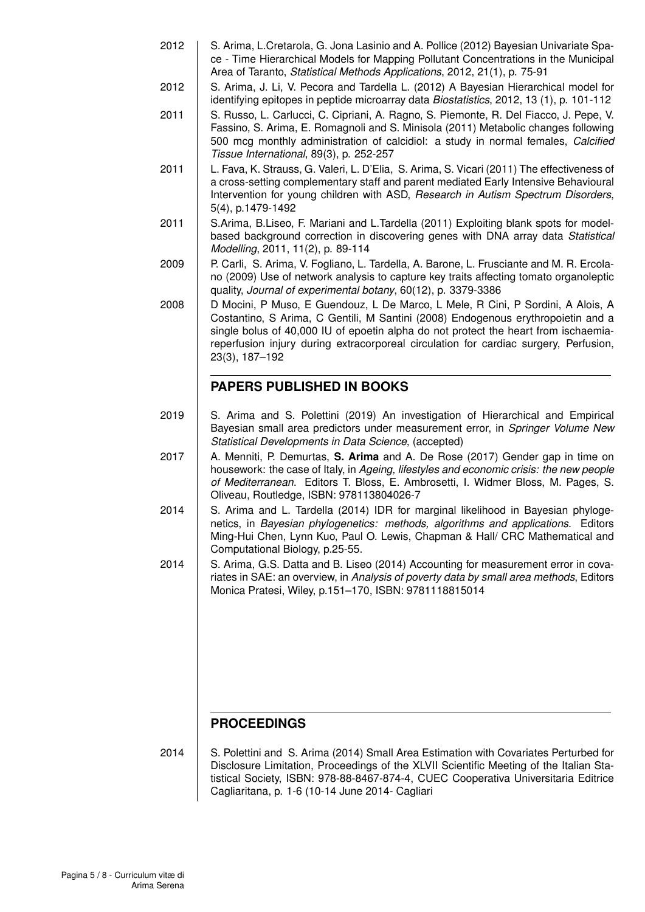2012 S. Arima, L.Cretarola, G. Jona Lasinio and A. Pollice (2012) Bayesian Univariate Space - Time Hierarchical Models for Mapping Pollutant Concentrations in the Municipal Area of Taranto, *Statistical Methods Applications*, 2012, 21(1), p. 75-91

2012 S. Arima, J. Li, V. Pecora and Tardella L. (2012) A Bayesian Hierarchical model for identifying epitopes in peptide microarray data *Biostatistics*, 2012, 13 (1), p. 101-112

2011 S. Russo, L. Carlucci, C. Cipriani, A. Ragno, S. Piemonte, R. Del Fiacco, J. Pepe, V. Fassino, S. Arima, E. Romagnoli and S. Minisola (2011) Metabolic changes following 500 mcg monthly administration of calcidiol: a study in normal females, *Calcified Tissue International*, 89(3), p. 252-257

2011 L. Fava, K. Strauss, G. Valeri, L. D'Elia, S. Arima, S. Vicari (2011) The effectiveness of a cross-setting complementary staff and parent mediated Early Intensive Behavioural Intervention for young children with ASD, *Research in Autism Spectrum Disorders*, 5(4), p.1479-1492

2011 S.Arima, B.Liseo, F. Mariani and L.Tardella (2011) Exploiting blank spots for model-based background correction in discovering genes with DNA array data *Statistical Modelling*, 2011, 11(2), p. 89-114

2009 P. Carli, S. Arima, V. Fogliano, L. Tardella, A. Barone, L. Frusciante and M. R. Ercolano (2009) Use of network analysis to capture key traits affecting tomato organoleptic quality, *Journal of experimental botany*, 60(12), p. 3379-3386

2008 D Mocini, P Muso, E Guendouz, L De Marco, L Mele, R Cini, P Sordini, A Alois, A Costantino, S Arima, C Gentili, M Santini (2008) Endogenous erythropoietin and a single bolus of 40,000 IU of epoetin alpha do not protect the heart from ischaemia-reperfusion injury during extracorporeal circulation for cardiac surgery, Perfusion, 23(3), 187–192

## PAPERS PUBLISHED IN BOOKS

2019 S. Arima and S. Polettini (2019) An investigation of Hierarchical and Empirical Bayesian small area predictors under measurement error, in *Springer Volume New Statistical Developments in Data Science*, (accepted)

2017 A. Menniti, P. Demurtas, **S. Arima** and A. De Rose (2017) Gender gap in time on housework: the case of Italy, in *Ageing, lifestyles and economic crisis: the new people of Mediterranean*. Editors T. Bloss, E. Ambrosetti, I. Widmer Bloss, M. Pages, S. Oliveau, Routledge, ISBN: 978113804026-7

2014 S. Arima and L. Tardella (2014) IDR for marginal likelihood in Bayesian phylogenetics, in *Bayesian phylogenetics: methods, algorithms and applications*. Editors Ming-Hui Chen, Lynn Kuo, Paul O. Lewis, Chapman & Hall/ CRC Mathematical and Computational Biology, p.25-55.

2014 S. Arima, G.S. Datta and B. Liseo (2014) Accounting for measurement error in covariates in SAE: an overview, in *Analysis of poverty data by small area methods*, Editors Monica Pratesi, Wiley, p.151–170, ISBN: 9781118815014

## PROCEEDINGS

2014 S. Polettini and S. Arima (2014) Small Area Estimation with Covariates Perturbed for Disclosure Limitation, Proceedings of the XLVII Scientific Meeting of the Italian Statistical Society, ISBN: 978-88-8467-874-4, CUEC Cooperativa Universitaria Editrice Cagliaritana, p. 1-6 (10-14 June 2014- Cagliari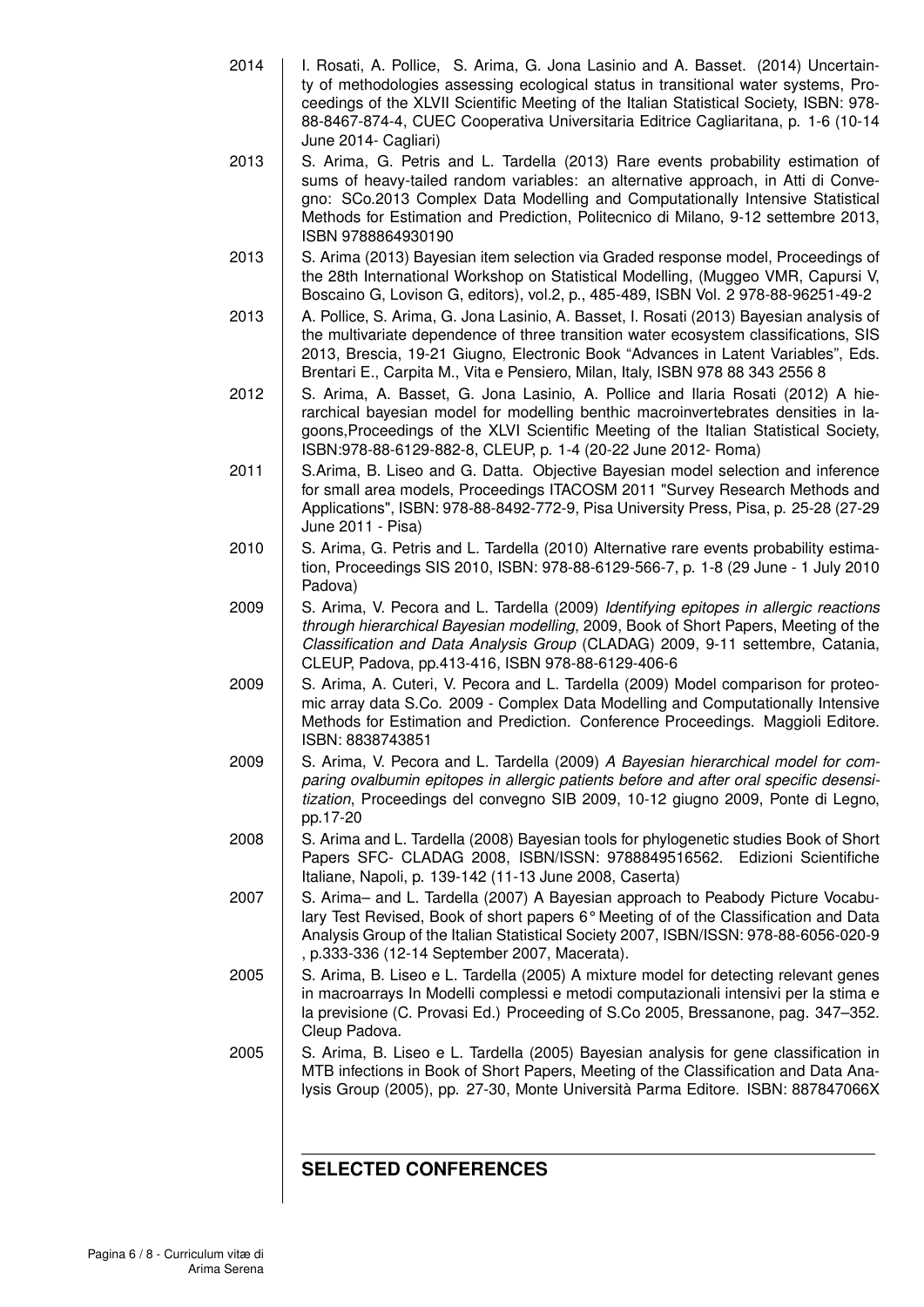2014 I. Rosati, A. Pollice, S. Arima, G. Jona Lasinio and A. Basset. (2014) Uncertainty of methodologies assessing ecological status in transitional water systems, Proceedings of the XLVII Scientific Meeting of the Italian Statistical Society, ISBN: 978-88-8467-874-4, CUEC Cooperativa Universitaria Editrice Cagliaritana, p. 1-6 (10-14 June 2014- Cagliari)

2013 S. Arima, G. Petris and L. Tardella (2013) Rare events probability estimation of sums of heavy-tailed random variables: an alternative approach, in Atti di Convegno: SCo.2013 Complex Data Modelling and Computationally Intensive Statistical Methods for Estimation and Prediction, Politecnico di Milano, 9-12 settembre 2013, ISBN 9788864930190

2013 S. Arima (2013) Bayesian item selection via Graded response model, Proceedings of the 28th International Workshop on Statistical Modelling, (Muggeo VMR, Capursi V, Boscaino G, Lovison G, editors), vol.2, p., 485-489, ISBN Vol. 2 978-88-96251-49-2

2013 A. Pollice, S. Arima, G. Jona Lasinio, A. Basset, I. Rosati (2013) Bayesian analysis of the multivariate dependence of three transition water ecosystem classifications, SIS 2013, Brescia, 19-21 Giugno, Electronic Book "Advances in Latent Variables", Eds. Brentari E., Carpita M., Vita e Pensiero, Milan, Italy, ISBN 978 88 343 2556 8

2012 S. Arima, A. Basset, G. Jona Lasinio, A. Pollice and Ilaria Rosati (2012) A hierarchical bayesian model for modelling benthic macroinvertebrates densities in lagoons,Proceedings of the XLVI Scientific Meeting of the Italian Statistical Society, ISBN:978-88-6129-882-8, CLEUP, p. 1-4 (20-22 June 2012- Roma)

2011 S.Arima, B. Liseo and G. Datta. Objective Bayesian model selection and inference for small area models, Proceedings ITACOSM 2011 "Survey Research Methods and Applications", ISBN: 978-88-8492-772-9, Pisa University Press, Pisa, p. 25-28 (27-29 June 2011 - Pisa)

2010 S. Arima, G. Petris and L. Tardella (2010) Alternative rare events probability estimation, Proceedings SIS 2010, ISBN: 978-88-6129-566-7, p. 1-8 (29 June - 1 July 2010 Padova)

2009 S. Arima, V. Pecora and L. Tardella (2009) *Identifying epitopes in allergic reactions through hierarchical Bayesian modelling*, 2009, Book of Short Papers, Meeting of the *Classification and Data Analysis Group* (CLADAG) 2009, 9-11 settembre, Catania, CLEUP, Padova, pp.413-416, ISBN 978-88-6129-406-6

2009 S. Arima, A. Cuteri, V. Pecora and L. Tardella (2009) Model comparison for proteomic array data S.Co. 2009 - Complex Data Modelling and Computationally Intensive Methods for Estimation and Prediction. Conference Proceedings. Maggioli Editore. ISBN: 8838743851

2009 S. Arima, V. Pecora and L. Tardella (2009) *A Bayesian hierarchical model for comparing ovalbumin epitopes in allergic patients before and after oral specific desensitization*, Proceedings del convegno SIB 2009, 10-12 giugno 2009, Ponte di Legno, pp.17-20

2008 S. Arima and L. Tardella (2008) Bayesian tools for phylogenetic studies Book of Short Papers SFC- CLADAG 2008, ISBN/ISSN: 9788849516562. Edizioni Scientifiche Italiane, Napoli, p. 139-142 (11-13 June 2008, Caserta)

2007 S. Arima– and L. Tardella (2007) A Bayesian approach to Peabody Picture Vocabulary Test Revised, Book of short papers 6° Meeting of of the Classification and Data Analysis Group of the Italian Statistical Society 2007, ISBN/ISSN: 978-88-6056-020-9 , p.333-336 (12-14 September 2007, Macerata).

2005 S. Arima, B. Liseo e L. Tardella (2005) A mixture model for detecting relevant genes in macroarrays In Modelli complessi e metodi computazionali intensivi per la stima e la previsione (C. Provasi Ed.) Proceeding of S.Co 2005, Bressanone, pag. 347–352. Cleup Padova.

2005 S. Arima, B. Liseo e L. Tardella (2005) Bayesian analysis for gene classification in MTB infections in Book of Short Papers, Meeting of the Classification and Data Analysis Group (2005), pp. 27-30, Monte Università Parma Editore. ISBN: 887847066X

## SELECTED CONFERENCES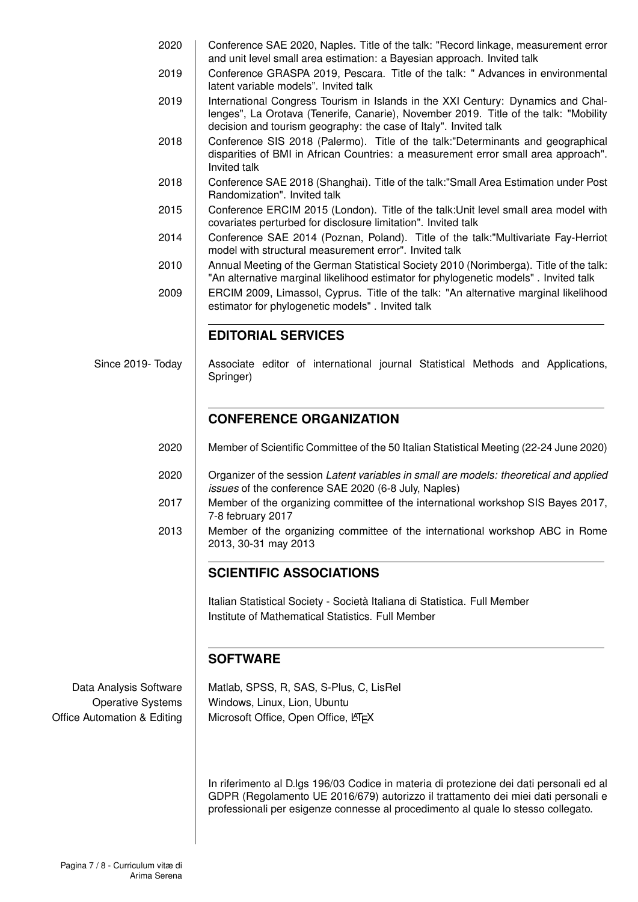2020 | Conference SAE 2020, Naples. Title of the talk: "Record linkage, measurement error and unit level small area estimation: a Bayesian approach. Invited talk

2019 | Conference GRASPA 2019, Pescara. Title of the talk: " Advances in environmental latent variable models". Invited talk

2019 | International Congress Tourism in Islands in the XXI Century: Dynamics and Challenges", La Orotava (Tenerife, Canarie), November 2019. Title of the talk: "Mobility decision and tourism geography: the case of Italy". Invited talk

2018 | Conference SIS 2018 (Palermo). Title of the talk:"Determinants and geographical disparities of BMI in African Countries: a measurement error small area approach". Invited talk

2018 | Conference SAE 2018 (Shanghai). Title of the talk:"Small Area Estimation under Post Randomization". Invited talk

2015 | Conference ERCIM 2015 (London). Title of the talk:Unit level small area model with covariates perturbed for disclosure limitation". Invited talk

2014 | Conference SAE 2014 (Poznan, Poland). Title of the talk:"Multivariate Fay-Herriot model with structural measurement error". Invited talk

2010 | Annual Meeting of the German Statistical Society 2010 (Norimberga). Title of the talk: "An alternative marginal likelihood estimator for phylogenetic models" . Invited talk

2009 | ERCIM 2009, Limassol, Cyprus. Title of the talk: "An alternative marginal likelihood estimator for phylogenetic models" . Invited talk

## EDITORIAL SERVICES

Since 2019- Today | Associate editor of international journal Statistical Methods and Applications, Springer)

## CONFERENCE ORGANIZATION

2020 | Member of Scientific Committee of the 50 Italian Statistical Meeting (22-24 June 2020)

2020 | Organizer of the session *Latent variables in small are models: theoretical and applied issues* of the conference SAE 2020 (6-8 July, Naples)

2017 | Member of the organizing committee of the international workshop SIS Bayes 2017, 7-8 february 2017

2013 | Member of the organizing committee of the international workshop ABC in Rome 2013, 30-31 may 2013

## SCIENTIFIC ASSOCIATIONS

Italian Statistical Society - Società Italiana di Statistica. Full Member
Institute of Mathematical Statistics. Full Member

## SOFTWARE

Data Analysis Software | Matlab, SPSS, R, SAS, S-Plus, C, LisRel
Operative Systems | Windows, Linux, Lion, Ubuntu
Office Automation & Editing | Microsoft Office, Open Office, LaTeX

In riferimento al D.lgs 196/03 Codice in materia di protezione dei dati personali ed al GDPR (Regolamento UE 2016/679) autorizzo il trattamento dei miei dati personali e professionali per esigenze connesse al procedimento al quale lo stesso collegato.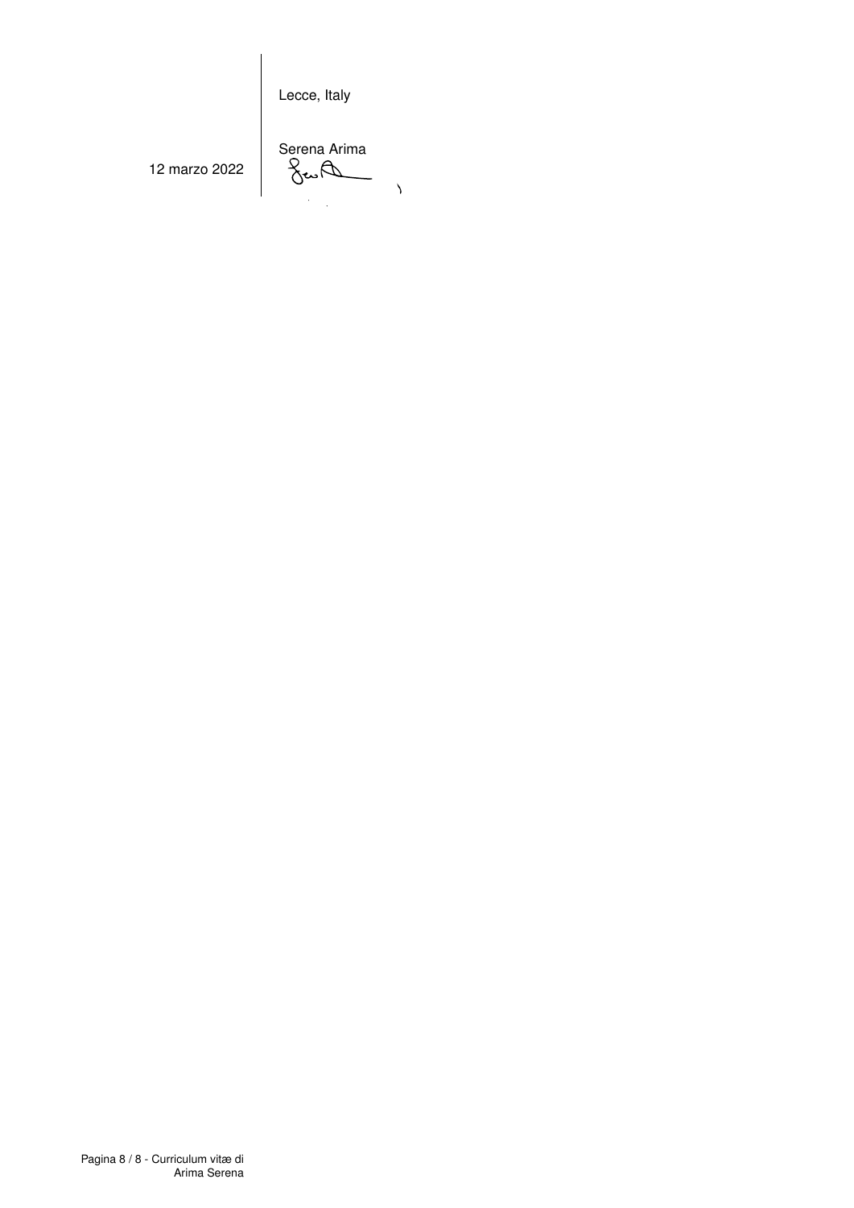| | |
|---|---|
| | Lecce, Italy |
| 12 marzo 2022 | Serena Arima |